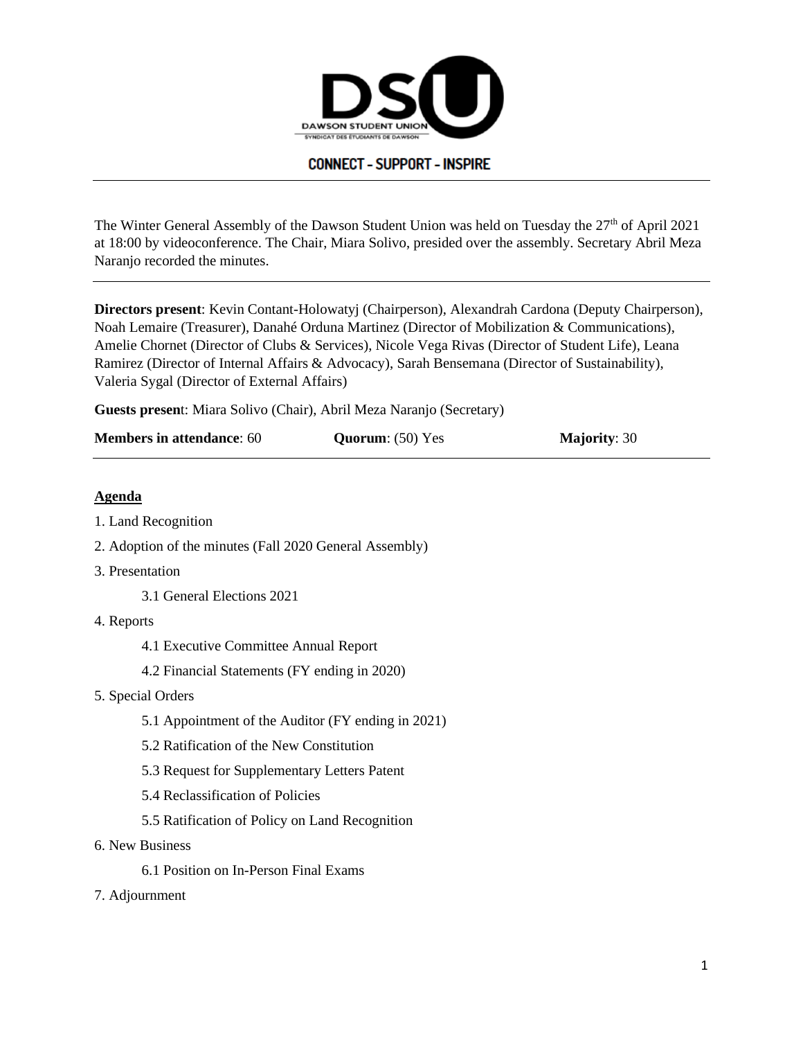DAWSON STUDENT UNION

SYNDICAT DES ÉTUDIANTS DE DAWSON

CONNECT – SUPPORT – INSPIRE

---

The Winter General Assembly of the Dawson Student Union was held on Tuesday the 27th of April 2021 at 18:00 by videoconference. The Chair, Miara Solivo, presided over the assembly. Secretary Abril Meza Naranjo recorded the minutes.

---

**Directors present**: Kevin Contant-Holowatyj (Chairperson), Alexandrah Cardona (Deputy Chairperson), Noah Lemaire (Treasurer), Danahé Orduna Martinez (Director of Mobilization & Communications), Amelie Chornet (Director of Clubs & Services), Nicole Vega Rivas (Director of Student Life), Leana Ramirez (Director of Internal Affairs & Advocacy), Sarah Bensemana (Director of Sustainability), Valeria Sygal (Director of External Affairs)

**Guests present**: Miara Solivo (Chair), Abril Meza Naranjo (Secretary)

**Members in attendance**: 60 **Quorum**: (50) Yes **Majority**: 30

---

**Agenda**

1. Land Recognition
2. Adoption of the minutes (Fall 2020 General Assembly)
3. Presentation
    - 3.1 General Elections 2021
4. Reports
    - 4.1 Executive Committee Annual Report
    - 4.2 Financial Statements (FY ending in 2020)
5. Special Orders
    - 5.1 Appointment of the Auditor (FY ending in 2021)
    - 5.2 Ratification of the New Constitution
    - 5.3 Request for Supplementary Letters Patent
    - 5.4 Reclassification of Policies
    - 5.5 Ratification of Policy on Land Recognition
6. New Business
    - 6.1 Position on In-Person Final Exams
7. Adjournment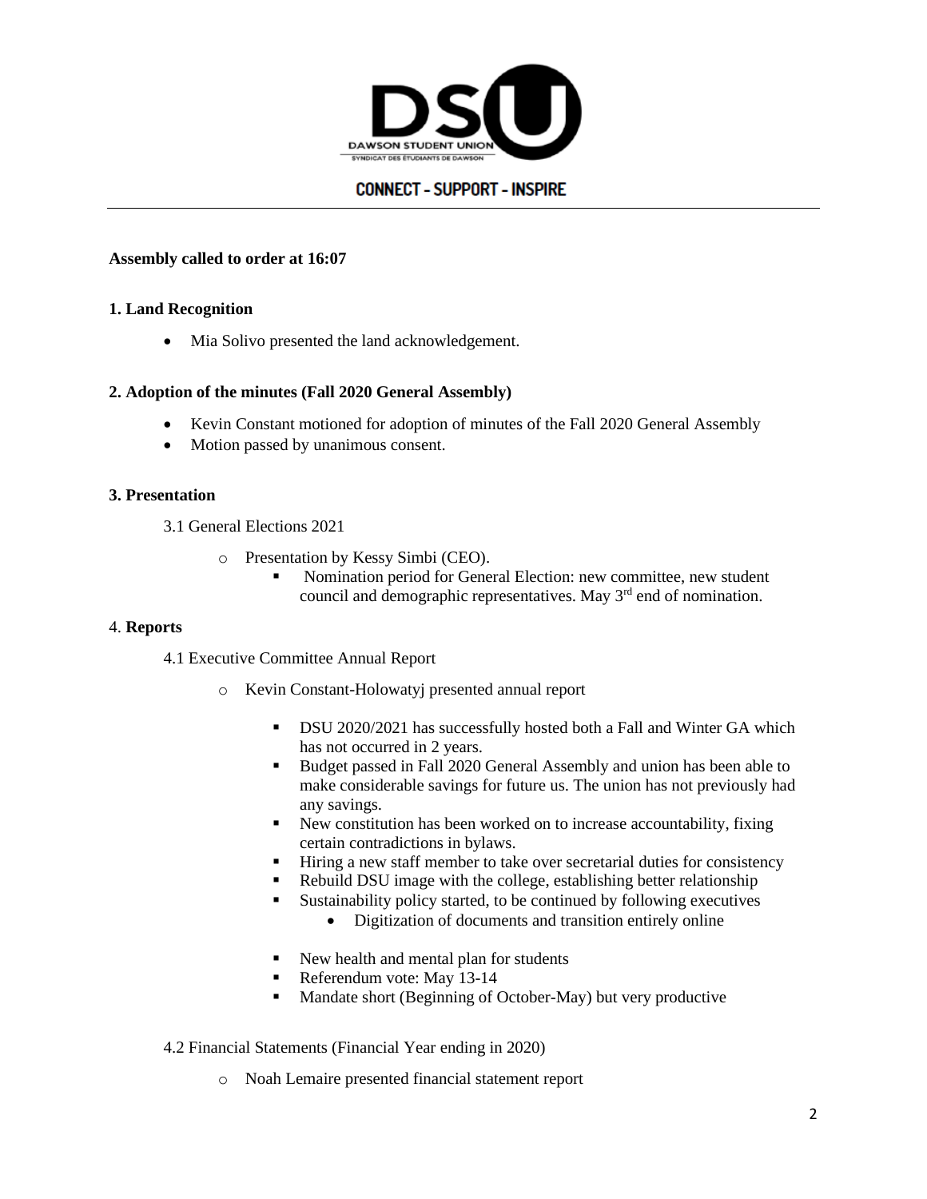**Assembly called to order at 16:07**

**1. Land Recognition**

- Mia Solivo presented the land acknowledgement.

**2. Adoption of the minutes (Fall 2020 General Assembly)**

- Kevin Constant motioned for adoption of minutes of the Fall 2020 General Assembly
- Motion passed by unanimous consent.

**3. Presentation**

3.1 General Elections 2021

- Presentation by Kessy Simbi (CEO).
  - Nomination period for General Election: new committee, new student council and demographic representatives. May 3rd end of nomination.

4. **Reports**

4.1 Executive Committee Annual Report

- Kevin Constant-Holowatyj presented annual report
  - DSU 2020/2021 has successfully hosted both a Fall and Winter GA which has not occurred in 2 years.
  - Budget passed in Fall 2020 General Assembly and union has been able to make considerable savings for future us. The union has not previously had any savings.
  - New constitution has been worked on to increase accountability, fixing certain contradictions in bylaws.
  - Hiring a new staff member to take over secretarial duties for consistency
  - Rebuild DSU image with the college, establishing better relationship
  - Sustainability policy started, to be continued by following executives
    - Digitization of documents and transition entirely online
  - New health and mental plan for students
  - Referendum vote: May 13-14
  - Mandate short (Beginning of October-May) but very productive

4.2 Financial Statements (Financial Year ending in 2020)

- Noah Lemaire presented financial statement report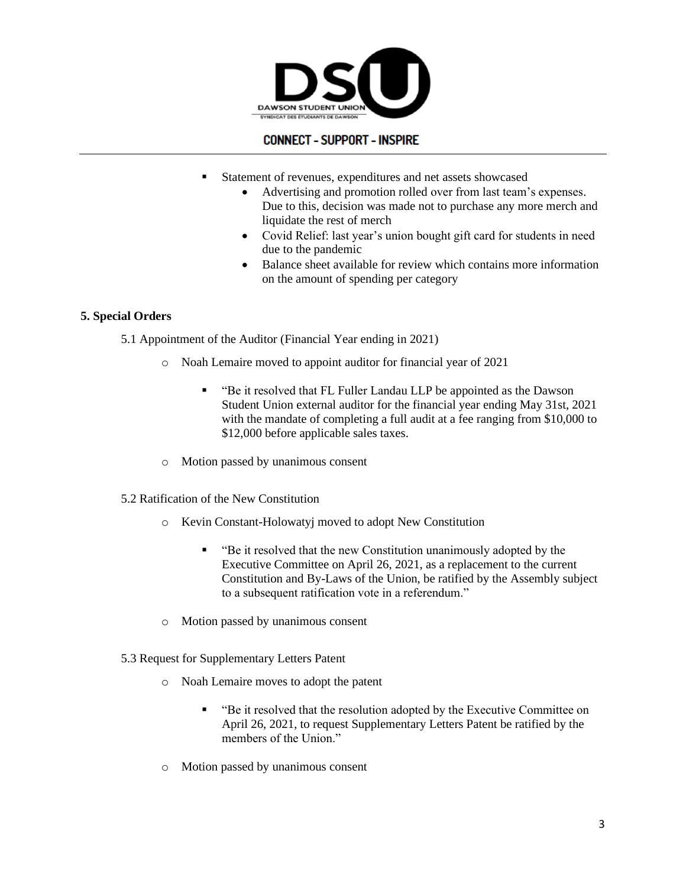- Statement of revenues, expenditures and net assets showcased
  - Advertising and promotion rolled over from last team's expenses. Due to this, decision was made not to purchase any more merch and liquidate the rest of merch
  - Covid Relief: last year's union bought gift card for students in need due to the pandemic
  - Balance sheet available for review which contains more information on the amount of spending per category

**5. Special Orders**

5.1 Appointment of the Auditor (Financial Year ending in 2021)

- Noah Lemaire moved to appoint auditor for financial year of 2021
  - "Be it resolved that FL Fuller Landau LLP be appointed as the Dawson Student Union external auditor for the financial year ending May 31st, 2021 with the mandate of completing a full audit at a fee ranging from $10,000 to $12,000 before applicable sales taxes.
- Motion passed by unanimous consent

5.2 Ratification of the New Constitution

- Kevin Constant-Holowatyj moved to adopt New Constitution
  - "Be it resolved that the new Constitution unanimously adopted by the Executive Committee on April 26, 2021, as a replacement to the current Constitution and By-Laws of the Union, be ratified by the Assembly subject to a subsequent ratification vote in a referendum."
- Motion passed by unanimous consent

5.3 Request for Supplementary Letters Patent

- Noah Lemaire moves to adopt the patent
  - "Be it resolved that the resolution adopted by the Executive Committee on April 26, 2021, to request Supplementary Letters Patent be ratified by the members of the Union."
- Motion passed by unanimous consent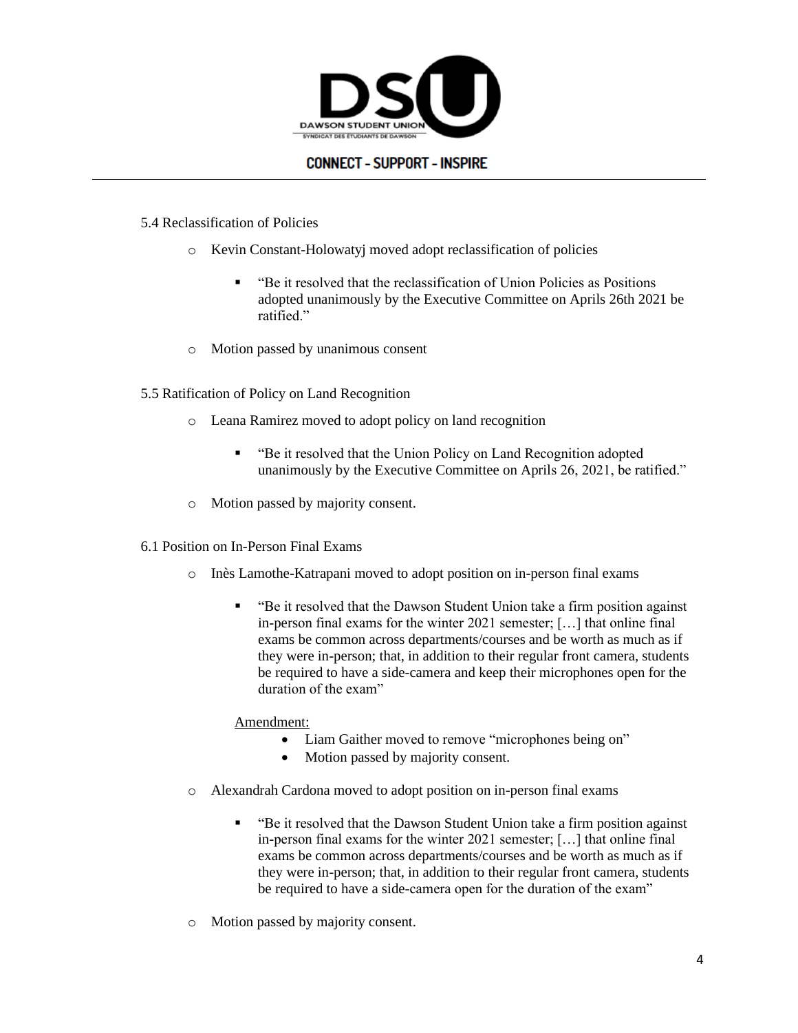5.4 Reclassification of Policies

- Kevin Constant-Holowatyj moved adopt reclassification of policies
  - "Be it resolved that the reclassification of Union Policies as Positions adopted unanimously by the Executive Committee on Aprils 26th 2021 be ratified."
- Motion passed by unanimous consent

5.5 Ratification of Policy on Land Recognition

- Leana Ramirez moved to adopt policy on land recognition
  - "Be it resolved that the Union Policy on Land Recognition adopted unanimously by the Executive Committee on Aprils 26, 2021, be ratified."
- Motion passed by majority consent.

6.1 Position on In-Person Final Exams

- Inès Lamothe-Katrapani moved to adopt position on in-person final exams
  - "Be it resolved that the Dawson Student Union take a firm position against in-person final exams for the winter 2021 semester; […] that online final exams be common across departments/courses and be worth as much as if they were in-person; that, in addition to their regular front camera, students be required to have a side-camera and keep their microphones open for the duration of the exam"

  Amendment:
  - Liam Gaither moved to remove "microphones being on"
  - Motion passed by majority consent.
- Alexandrah Cardona moved to adopt position on in-person final exams
  - "Be it resolved that the Dawson Student Union take a firm position against in-person final exams for the winter 2021 semester; […] that online final exams be common across departments/courses and be worth as much as if they were in-person; that, in addition to their regular front camera, students be required to have a side-camera open for the duration of the exam"
- Motion passed by majority consent.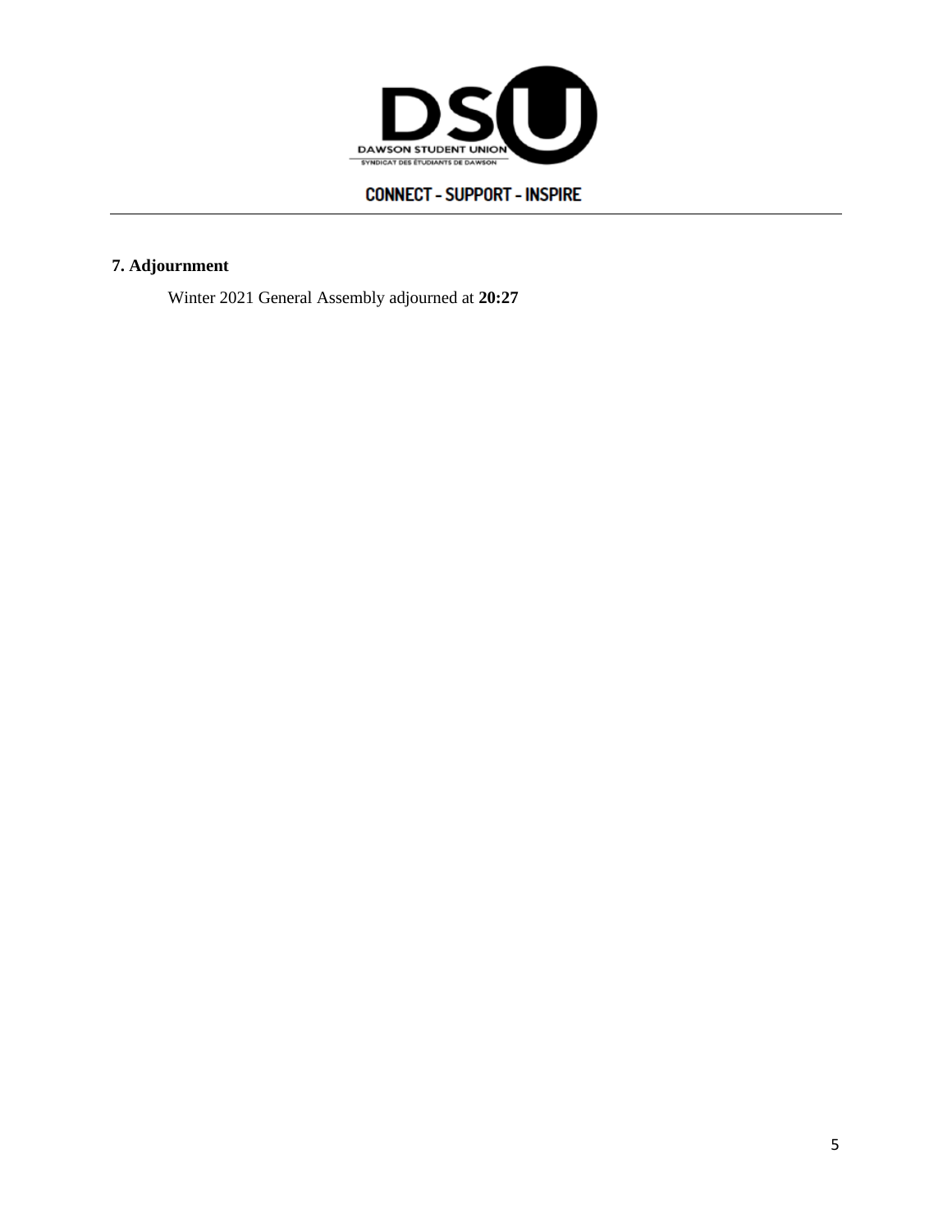## 7. Adjournment

Winter 2021 General Assembly adjourned at **20:27**